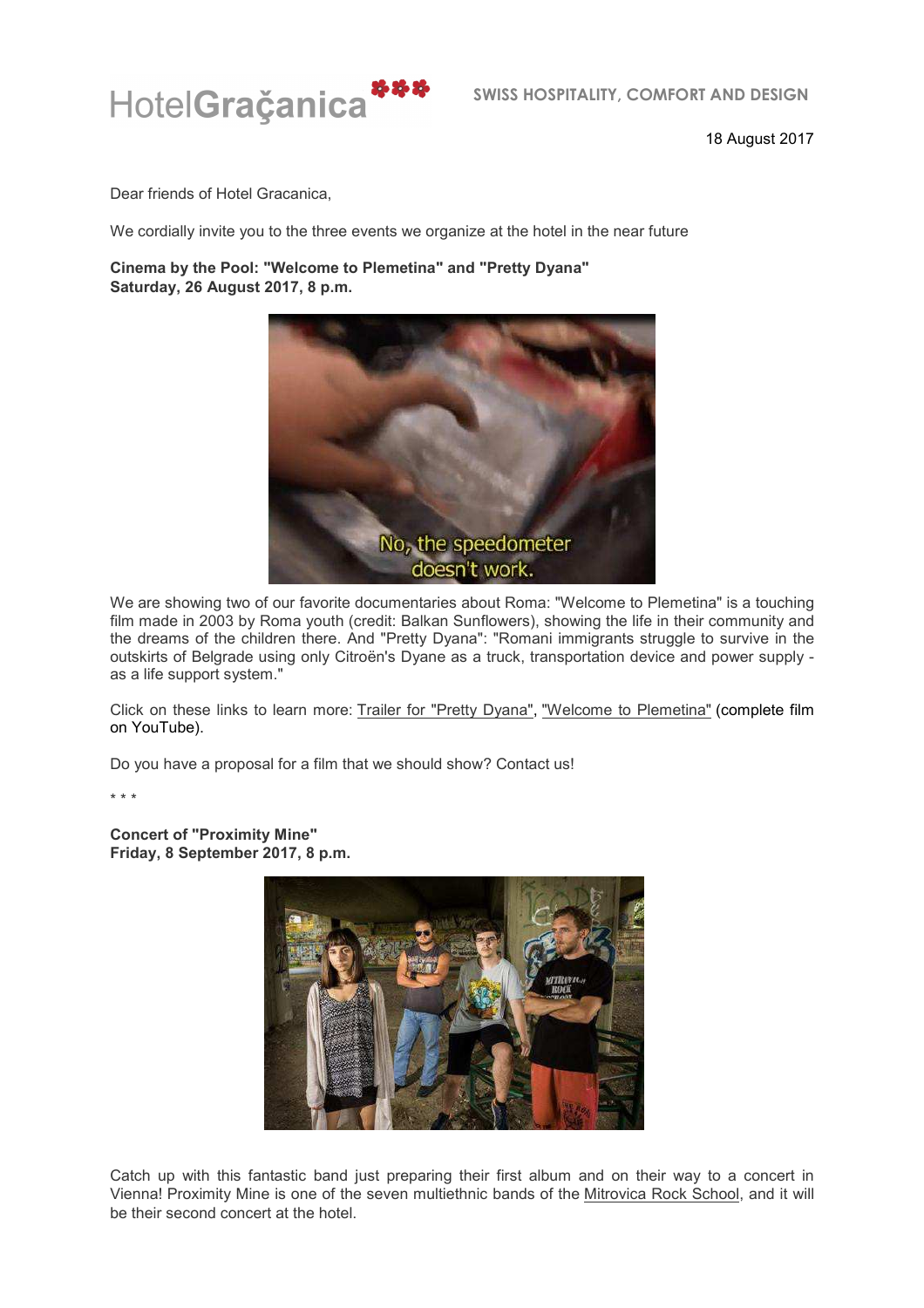HotelGračanica — SWISS HOSPITALITY, COMFORT AND DESIGN

18 August 2017

Dear friends of Hotel Gracanica,

We cordially invite you to the three events we organize at the hotel in the near future

**Cinema by the Pool: "Welcome to Plemetina" and "Pretty Dyana"**
**Saturday, 26 August 2017, 8 p.m.**

We are showing two of our favorite documentaries about Roma: "Welcome to Plemetina" is a touching film made in 2003 by Roma youth (credit: Balkan Sunflowers), showing the life in their community and the dreams of the children there. And "Pretty Dyana": "Romani immigrants struggle to survive in the outskirts of Belgrade using only Citroën's Dyane as a truck, transportation device and power supply - as a life support system."

Click on these links to learn more: Trailer for "Pretty Dyana", "Welcome to Plemetina" (complete film on YouTube).

Do you have a proposal for a film that we should show? Contact us!

* * *

**Concert of "Proximity Mine"**
**Friday, 8 September 2017, 8 p.m.**

Catch up with this fantastic band just preparing their first album and on their way to a concert in Vienna! Proximity Mine is one of the seven multiethnic bands of the Mitrovica Rock School, and it will be their second concert at the hotel.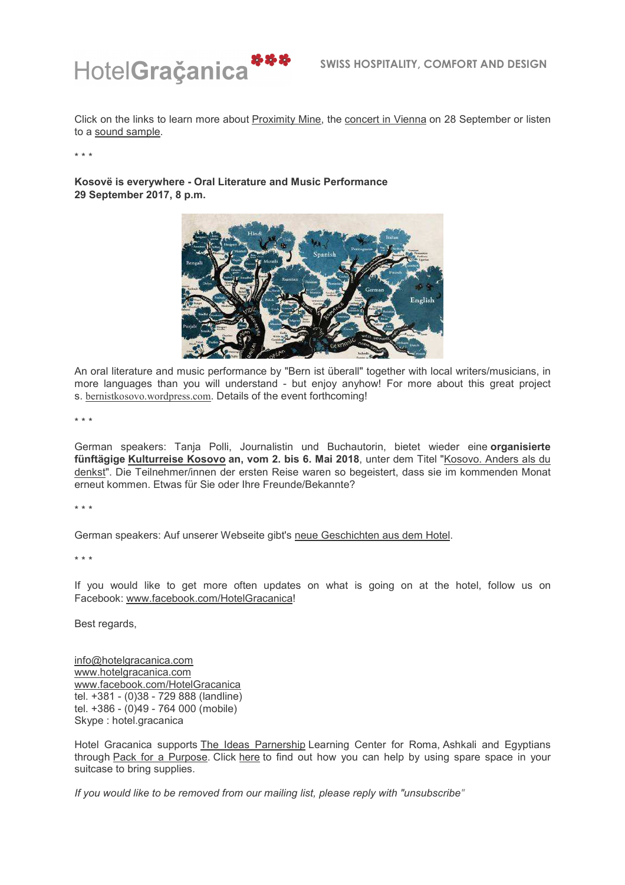Click on the links to learn more about Proximity Mine, the concert in Vienna on 28 September or listen to a sound sample.

* * *

**Kosovë is everywhere - Oral Literature and Music Performance**
**29 September 2017, 8 p.m.**

An oral literature and music performance by "Bern ist überall" together with local writers/musicians, in more languages than you will understand - but enjoy anyhow! For more about this great project s. bernistkosovo.wordpress.com. Details of the event forthcoming!

* * *

German speakers: Tanja Polli, Journalistin und Buchautorin, bietet wieder eine **organisierte fünftägige Kulturreise Kosovo an, vom 2. bis 6. Mai 2018**, unter dem Titel "Kosovo. Anders als du denkst". Die Teilnehmer/innen der ersten Reise waren so begeistert, dass sie im kommenden Monat erneut kommen. Etwas für Sie oder Ihre Freunde/Bekannte?

* * *

German speakers: Auf unserer Webseite gibt's neue Geschichten aus dem Hotel.

* * *

If you would like to get more often updates on what is going on at the hotel, follow us on Facebook: www.facebook.com/HotelGracanica!

Best regards,

info@hotelgracanica.com
www.hotelgracanica.com
www.facebook.com/HotelGracanica
tel. +381 - (0)38 - 729 888 (landline)
tel. +386 - (0)49 - 764 000 (mobile)
Skype : hotel.gracanica

Hotel Gracanica supports The Ideas Parnership Learning Center for Roma, Ashkali and Egyptians through Pack for a Purpose. Click here to find out how you can help by using spare space in your suitcase to bring supplies.

*If you would like to be removed from our mailing list, please reply with "unsubscribe"*